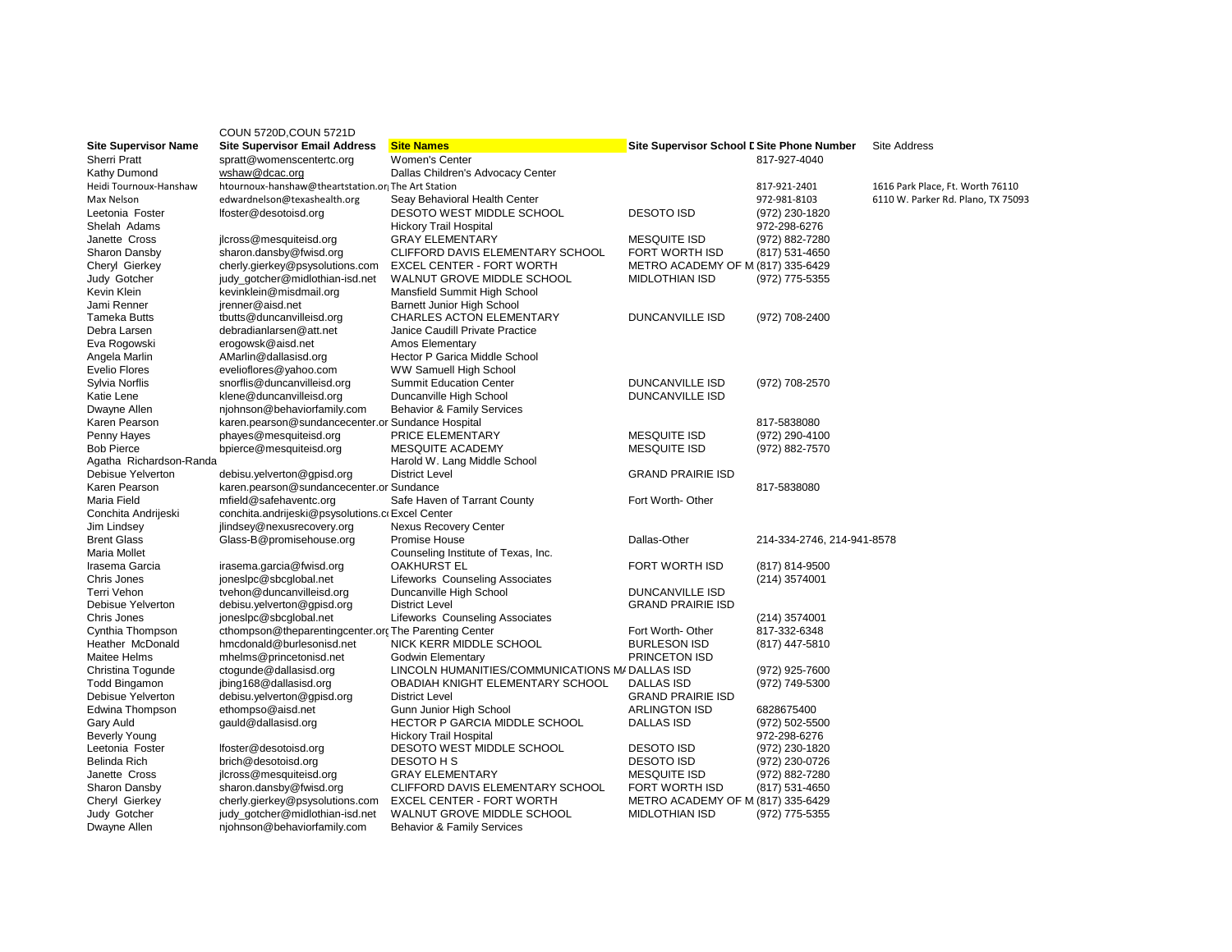COUN 5720D,COUN 5721D

| Site Supervisor Name | Site Supervisor Email Address | Site Names | Site Supervisor School I | Site Phone Number | Site Address |
|---|---|---|---|---|---|
| Sherri Pratt | spratt@womenscentertc.org | Women's Center | | 817-927-4040 | |
| Kathy Dumond | wshaw@dcac.org | Dallas Children's Advocacy Center | | | |
| Heidi Tournoux-Hanshaw | htournoux-hanshaw@theartstation.or | The Art Station | | 817-921-2401 | 1616 Park Place, Ft. Worth 76110 |
| Max Nelson | edwardnelson@texashealth.org | Seay Behavioral Health Center | | 972-981-8103 | 6110 W. Parker Rd. Plano, TX 75093 |
| Leetonia Foster | lfoster@desotoisd.org | DESOTO WEST MIDDLE SCHOOL | DESOTO ISD | (972) 230-1820 | |
| Shelah Adams | | Hickory Trail Hospital | | 972-298-6276 | |
| Janette Cross | jlcross@mesquiteisd.org | GRAY ELEMENTARY | MESQUITE ISD | (972) 882-7280 | |
| Sharon Dansby | sharon.dansby@fwisd.org | CLIFFORD DAVIS ELEMENTARY SCHOOL | FORT WORTH ISD | (817) 531-4650 | |
| Cheryl Gierkey | cherly.gierkey@psysolutions.com | EXCEL CENTER - FORT WORTH | METRO ACADEMY OF M | (817) 335-6429 | |
| Judy Gotcher | judy_gotcher@midlothian-isd.net | WALNUT GROVE MIDDLE SCHOOL | MIDLOTHIAN ISD | (972) 775-5355 | |
| Kevin Klein | kevinklein@misdmail.org | Mansfield Summit High School | | | |
| Jami Renner | jrenner@aisd.net | Barnett Junior High School | | | |
| Tameka Butts | tbutts@duncanvilleisd.org | CHARLES ACTON ELEMENTARY | DUNCANVILLE ISD | (972) 708-2400 | |
| Debra Larsen | debradianlarsen@att.net | Janice Caudill Private Practice | | | |
| Eva Rogowski | erogowsk@aisd.net | Amos Elementary | | | |
| Angela Marlin | AMarlin@dallasisd.org | Hector P Garica Middle School | | | |
| Evelio Flores | evelioflores@yahoo.com | WW Samuell High School | | | |
| Sylvia Norflis | snorflis@duncanvilleisd.org | Summit Education Center | DUNCANVILLE ISD | (972) 708-2570 | |
| Katie Lene | klene@duncanvilleisd.org | Duncanville High School | DUNCANVILLE ISD | | |
| Dwayne Allen | njohnson@behaviorfamily.com | Behavior & Family Services | | | |
| Karen Pearson | karen.pearson@sundancecenter.or | Sundance Hospital | | 817-5838080 | |
| Penny Hayes | phayes@mesquiteisd.org | PRICE ELEMENTARY | MESQUITE ISD | (972) 290-4100 | |
| Bob Pierce | bpierce@mesquiteisd.org | MESQUITE ACADEMY | MESQUITE ISD | (972) 882-7570 | |
| Agatha Richardson-Randa | | Harold W. Lang Middle School | | | |
| Debisue Yelverton | debisu.yelverton@gpisd.org | District Level | GRAND PRAIRIE ISD | | |
| Karen Pearson | karen.pearson@sundancecenter.or | Sundance | | 817-5838080 | |
| Maria Field | mfield@safehaventc.org | Safe Haven of Tarrant County | Fort Worth- Other | | |
| Conchita Andrijeski | conchita.andrijeski@psysolutions.c | Excel Center | | | |
| Jim Lindsey | jlindsey@nexusrecovery.org | Nexus Recovery Center | | | |
| Brent Glass | Glass-B@promisehouse.org | Promise House | Dallas-Other | 214-334-2746, 214-941-8578 | |
| Maria Mollet | | Counseling Institute of Texas, Inc. | | | |
| Irasema Garcia | irasema.garcia@fwisd.org | OAKHURST EL | FORT WORTH ISD | (817) 814-9500 | |
| Chris Jones | joneslpc@sbcglobal.net | Lifeworks Counseling Associates | | (214) 3574001 | |
| Terri Vehon | tvehon@duncanvilleisd.org | Duncanville High School | DUNCANVILLE ISD | | |
| Debisue Yelverton | debisu.yelverton@gpisd.org | District Level | GRAND PRAIRIE ISD | | |
| Chris Jones | joneslpc@sbcglobal.net | Lifeworks Counseling Associates | | (214) 3574001 | |
| Cynthia Thompson | cthompson@theparentingcenter.or | The Parenting Center | Fort Worth- Other | 817-332-6348 | |
| Heather McDonald | hmcdonald@burlesonisd.net | NICK KERR MIDDLE SCHOOL | BURLESON ISD | (817) 447-5810 | |
| Maitee Helms | mhelms@princetonisd.net | Godwin Elementary | PRINCETON ISD | | |
| Christina Togunde | ctogunde@dallasisd.org | LINCOLN HUMANITIES/COMMUNICATIONS M | DALLAS ISD | (972) 925-7600 | |
| Todd Bingamon | jbing168@dallasisd.org | OBADIAH KNIGHT ELEMENTARY SCHOOL | DALLAS ISD | (972) 749-5300 | |
| Debisue Yelverton | debisu.yelverton@gpisd.org | District Level | GRAND PRAIRIE ISD | | |
| Edwina Thompson | ethompso@aisd.net | Gunn Junior High School | ARLINGTON ISD | 6828675400 | |
| Gary Auld | gauld@dallasisd.org | HECTOR P GARCIA MIDDLE SCHOOL | DALLAS ISD | (972) 502-5500 | |
| Beverly Young | | Hickory Trail Hospital | | 972-298-6276 | |
| Leetonia Foster | lfoster@desotoisd.org | DESOTO WEST MIDDLE SCHOOL | DESOTO ISD | (972) 230-1820 | |
| Belinda Rich | brich@desotoisd.org | DESOTO H S | DESOTO ISD | (972) 230-0726 | |
| Janette Cross | jlcross@mesquiteisd.org | GRAY ELEMENTARY | MESQUITE ISD | (972) 882-7280 | |
| Sharon Dansby | sharon.dansby@fwisd.org | CLIFFORD DAVIS ELEMENTARY SCHOOL | FORT WORTH ISD | (817) 531-4650 | |
| Cheryl Gierkey | cherly.gierkey@psysolutions.com | EXCEL CENTER - FORT WORTH | METRO ACADEMY OF M | (817) 335-6429 | |
| Judy Gotcher | judy_gotcher@midlothian-isd.net | WALNUT GROVE MIDDLE SCHOOL | MIDLOTHIAN ISD | (972) 775-5355 | |
| Dwayne Allen | njohnson@behaviorfamily.com | Behavior & Family Services | | | |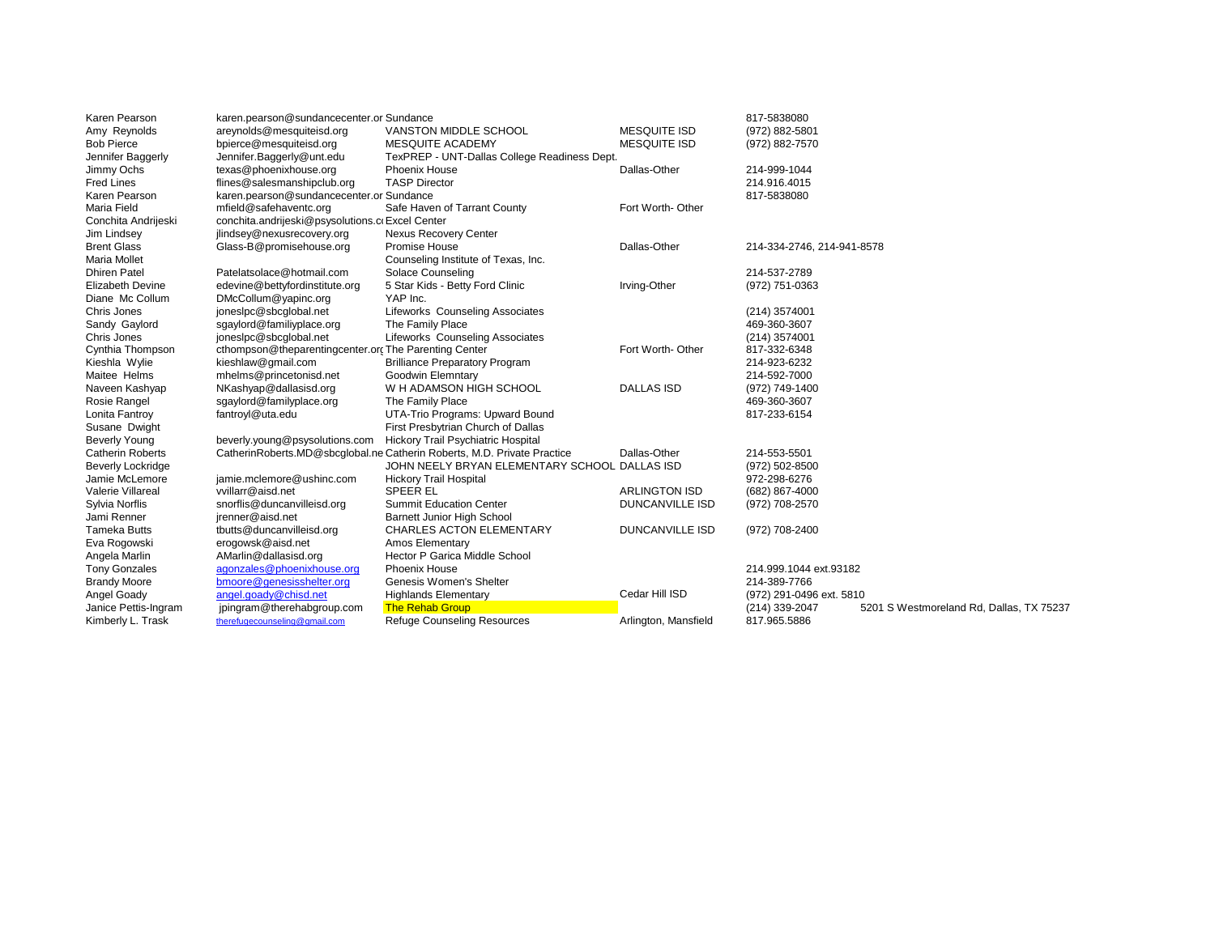| | | | | | |
|---|---|---|---|---|---|
| Karen Pearson | karen.pearson@sundancecenter.or | Sundance | | 817-5838080 | |
| Amy Reynolds | areynolds@mesquiteisd.org | VANSTON MIDDLE SCHOOL | MESQUITE ISD | (972) 882-5801 | |
| Bob Pierce | bpierce@mesquiteisd.org | MESQUITE ACADEMY | MESQUITE ISD | (972) 882-7570 | |
| Jennifer Baggerly | Jennifer.Baggerly@unt.edu | TexPREP - UNT-Dallas College Readiness Dept. | | | |
| Jimmy Ochs | texas@phoenixhouse.org | Phoenix House | Dallas-Other | 214-999-1044 | |
| Fred Lines | flines@salesmanshipclub.org | TASP Director | | 214.916.4015 | |
| Karen Pearson | karen.pearson@sundancecenter.or | Sundance | | 817-5838080 | |
| Maria Field | mfield@safehaventc.org | Safe Haven of Tarrant County | Fort Worth- Other | | |
| Conchita Andrijeski | conchita.andrijeski@psysolutions.c | Excel Center | | | |
| Jim Lindsey | jlindsey@nexusrecovery.org | Nexus Recovery Center | | | |
| Brent Glass | Glass-B@promisehouse.org | Promise House | Dallas-Other | 214-334-2746, 214-941-8578 | |
| Maria Mollet | | Counseling Institute of Texas, Inc. | | | |
| Dhiren Patel | Patelatsolace@hotmail.com | Solace Counseling | | 214-537-2789 | |
| Elizabeth Devine | edevine@bettyfordinstitute.org | 5 Star Kids - Betty Ford Clinic | Irving-Other | (972) 751-0363 | |
| Diane Mc Collum | DMcCollum@yapinc.org | YAP Inc. | | | |
| Chris Jones | joneslpc@sbcglobal.net | Lifeworks Counseling Associates | | (214) 3574001 | |
| Sandy Gaylord | sgaylord@familiyplace.org | The Family Place | | 469-360-3607 | |
| Chris Jones | joneslpc@sbcglobal.net | Lifeworks Counseling Associates | | (214) 3574001 | |
| Cynthia Thompson | cthompson@theparentingcenter.or | The Parenting Center | Fort Worth- Other | 817-332-6348 | |
| Kieshla Wylie | kieshlaw@gmail.com | Brilliance Preparatory Program | | 214-923-6232 | |
| Maitee Helms | mhelms@princetonisd.net | Goodwin Elemntary | | 214-592-7000 | |
| Naveen Kashyap | NKashyap@dallasisd.org | W H ADAMSON HIGH SCHOOL | DALLAS ISD | (972) 749-1400 | |
| Rosie Rangel | sgaylord@familyplace.org | The Family Place | | 469-360-3607 | |
| Lonita Fantroy | fantroyl@uta.edu | UTA-Trio Programs: Upward Bound | | 817-233-6154 | |
| Susane Dwight | | First Presbytrian Church of Dallas | | | |
| Beverly Young | beverly.young@psysolutions.com | Hickory Trail Psychiatric Hospital | | | |
| Catherin Roberts | CatherinRoberts.MD@sbcglobal.ne | Catherin Roberts, M.D. Private Practice | Dallas-Other | 214-553-5501 | |
| Beverly Lockridge | | JOHN NEELY BRYAN ELEMENTARY SCHOOL | DALLAS ISD | (972) 502-8500 | |
| Jamie McLemore | jamie.mclemore@ushinc.com | Hickory Trail Hospital | | 972-298-6276 | |
| Valerie Villareal | vvillarr@aisd.net | SPEER EL | ARLINGTON ISD | (682) 867-4000 | |
| Sylvia Norflis | snorflis@duncanvilleisd.org | Summit Education Center | DUNCANVILLE ISD | (972) 708-2570 | |
| Jami Renner | jrenner@aisd.net | Barnett Junior High School | | | |
| Tameka Butts | tbutts@duncanvilleisd.org | CHARLES ACTON ELEMENTARY | DUNCANVILLE ISD | (972) 708-2400 | |
| Eva Rogowski | erogowsk@aisd.net | Amos Elementary | | | |
| Angela Marlin | AMarlin@dallasisd.org | Hector P Garica Middle School | | | |
| Tony Gonzales | agonzales@phoenixhouse.org | Phoenix House | | 214.999.1044 ext.93182 | |
| Brandy Moore | bmoore@genesisshelter.org | Genesis Women's Shelter | | 214-389-7766 | |
| Angel Goady | angel.goady@chisd.net | Highlands Elementary | Cedar Hill ISD | (972) 291-0496 ext. 5810 | |
| Janice Pettis-Ingram | jpingram@therehabgroup.com | The Rehab Group | | (214) 339-2047 | 5201 S Westmoreland Rd, Dallas, TX 75237 |
| Kimberly L. Trask | therefugecounseling@gmail.com | Refuge Counseling Resources | Arlington, Mansfield | 817.965.5886 | |